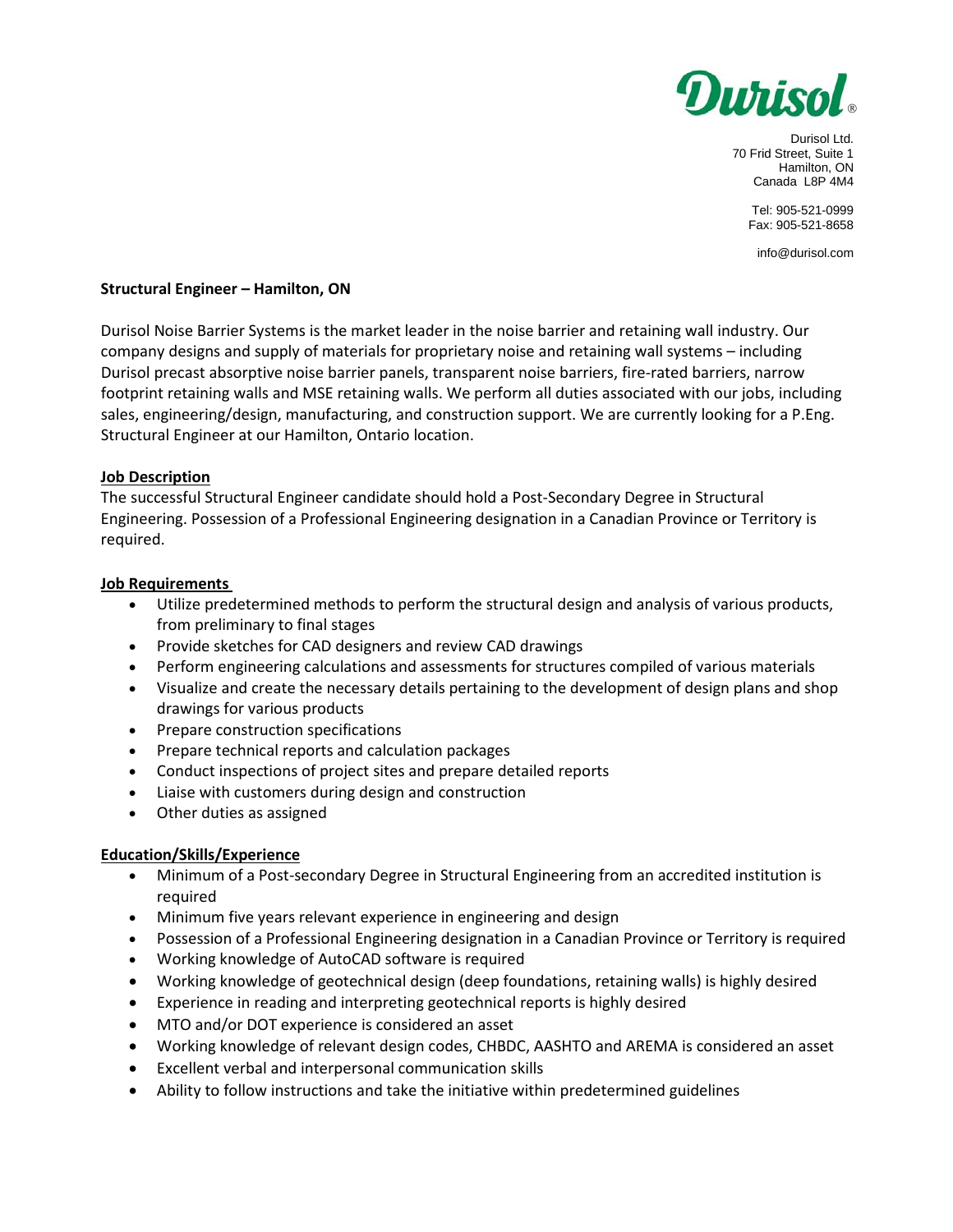Durisol®

Durisol Ltd.
70 Frid Street, Suite 1
Hamilton, ON
Canada L8P 4M4

Tel: 905-521-0999
Fax: 905-521-8658

info@durisol.com

**Structural Engineer – Hamilton, ON**

Durisol Noise Barrier Systems is the market leader in the noise barrier and retaining wall industry. Our company designs and supply of materials for proprietary noise and retaining wall systems – including Durisol precast absorptive noise barrier panels, transparent noise barriers, fire-rated barriers, narrow footprint retaining walls and MSE retaining walls. We perform all duties associated with our jobs, including sales, engineering/design, manufacturing, and construction support. We are currently looking for a P.Eng. Structural Engineer at our Hamilton, Ontario location.

**Job Description**

The successful Structural Engineer candidate should hold a Post-Secondary Degree in Structural Engineering. Possession of a Professional Engineering designation in a Canadian Province or Territory is required.

**Job Requirements**

- Utilize predetermined methods to perform the structural design and analysis of various products, from preliminary to final stages
- Provide sketches for CAD designers and review CAD drawings
- Perform engineering calculations and assessments for structures compiled of various materials
- Visualize and create the necessary details pertaining to the development of design plans and shop drawings for various products
- Prepare construction specifications
- Prepare technical reports and calculation packages
- Conduct inspections of project sites and prepare detailed reports
- Liaise with customers during design and construction
- Other duties as assigned

**Education/Skills/Experience**

- Minimum of a Post-secondary Degree in Structural Engineering from an accredited institution is required
- Minimum five years relevant experience in engineering and design
- Possession of a Professional Engineering designation in a Canadian Province or Territory is required
- Working knowledge of AutoCAD software is required
- Working knowledge of geotechnical design (deep foundations, retaining walls) is highly desired
- Experience in reading and interpreting geotechnical reports is highly desired
- MTO and/or DOT experience is considered an asset
- Working knowledge of relevant design codes, CHBDC, AASHTO and AREMA is considered an asset
- Excellent verbal and interpersonal communication skills
- Ability to follow instructions and take the initiative within predetermined guidelines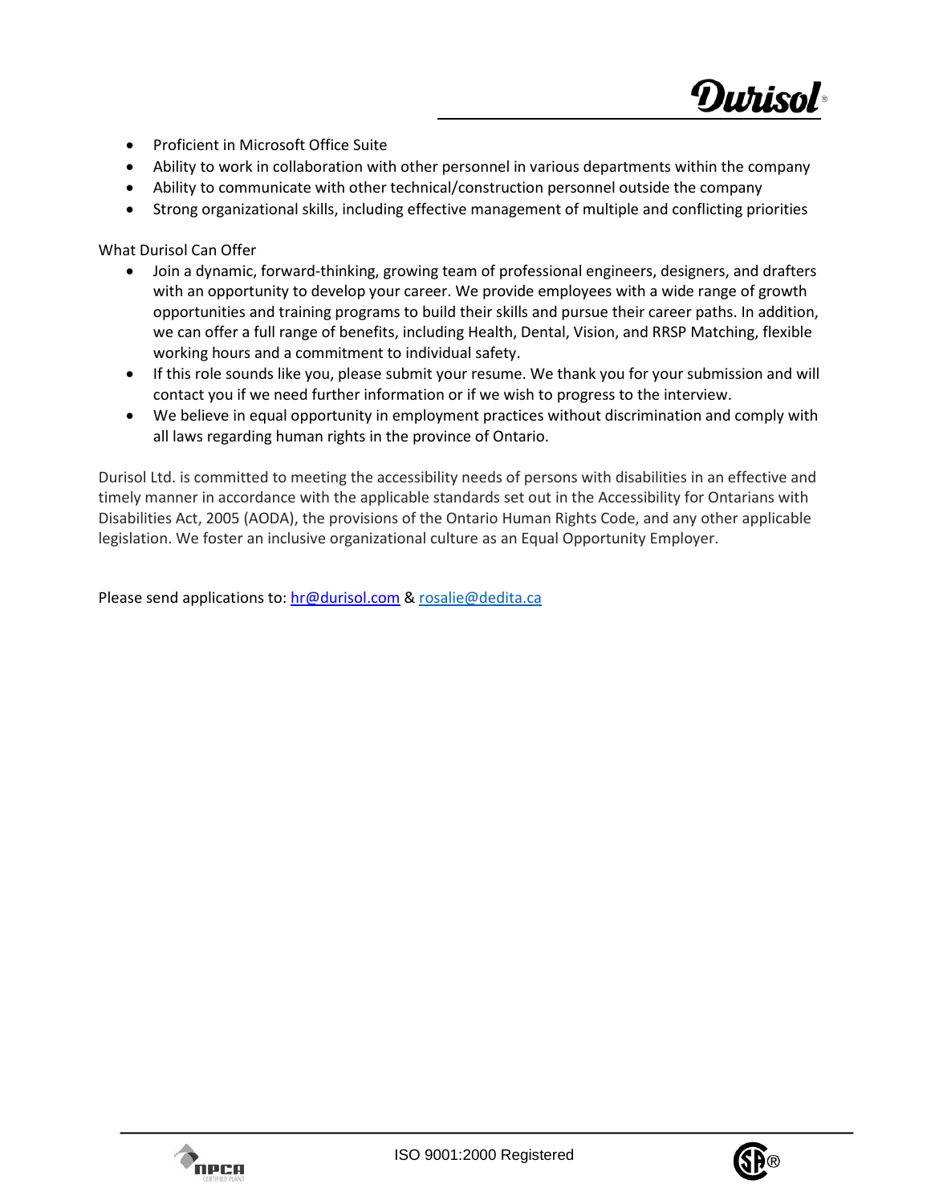- Proficient in Microsoft Office Suite
- Ability to work in collaboration with other personnel in various departments within the company
- Ability to communicate with other technical/construction personnel outside the company
- Strong organizational skills, including effective management of multiple and conflicting priorities

What Durisol Can Offer

- Join a dynamic, forward-thinking, growing team of professional engineers, designers, and drafters with an opportunity to develop your career. We provide employees with a wide range of growth opportunities and training programs to build their skills and pursue their career paths. In addition, we can offer a full range of benefits, including Health, Dental, Vision, and RRSP Matching, flexible working hours and a commitment to individual safety.
- If this role sounds like you, please submit your resume. We thank you for your submission and will contact you if we need further information or if we wish to progress to the interview.
- We believe in equal opportunity in employment practices without discrimination and comply with all laws regarding human rights in the province of Ontario.

Durisol Ltd. is committed to meeting the accessibility needs of persons with disabilities in an effective and timely manner in accordance with the applicable standards set out in the Accessibility for Ontarians with Disabilities Act, 2005 (AODA), the provisions of the Ontario Human Rights Code, and any other applicable legislation. We foster an inclusive organizational culture as an Equal Opportunity Employer.

Please send applications to: hr@durisol.com & rosalie@dedita.ca